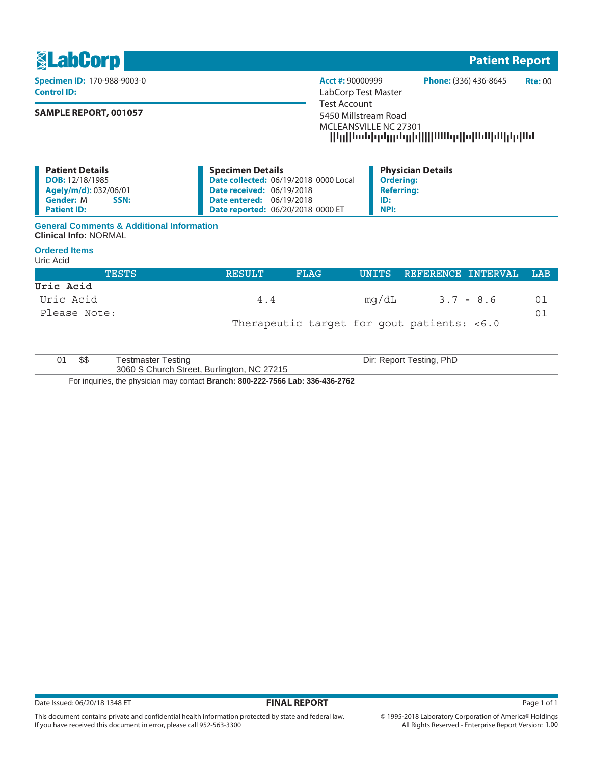# LabCorp

## Patient Report

**Specimen ID:** 170-988-9003-0
**Control ID:**

**SAMPLE REPORT, 001057**

**Acct #:** 90000999 **Phone:** (336) 436-8645 **Rte:** 00

LabCorp Test Master
Test Account
5450 Millstream Road
MCLEANSVILLE NC 27301

### Patient Details

**DOB:** 12/18/1985
**Age(y/m/d):** 032/06/01
**Gender:** M **SSN:**
**Patient ID:**

### Specimen Details

**Date collected:** 06/19/2018 0000 Local
**Date received:** 06/19/2018
**Date entered:** 06/19/2018
**Date reported:** 06/20/2018 0000 ET

### Physician Details

**Ordering:**
**Referring:**
**ID:**
**NPI:**

### General Comments & Additional Information

**Clinical Info:** NORMAL

### Ordered Items

Uric Acid

| TESTS | RESULT | FLAG | UNITS | REFERENCE INTERVAL | LAB |
|---|---|---|---|---|---|
| **Uric Acid** | | | | | |
| Uric Acid | 4.4 | | mg/dL | 3.7 - 8.6 | 01 |
| Please Note: | | | | | 01 |
| | Therapeutic target for gout patients: <6.0 | | | | |

| | | | |
|---|---|---|---|
| 01 | $$ | Testmaster Testing<br>3060 S Church Street, Burlington, NC 27215 | Dir: Report Testing, PhD |

For inquiries, the physician may contact **Branch: 800-222-7566 Lab: 336-436-2762**

Date Issued: 06/20/18 1348 ET

**FINAL REPORT**

This document contains private and confidential health information protected by state and federal law.
If you have received this document in error, please call 952-563-3300

© 1995-2018 Laboratory Corporation of America® Holdings
All Rights Reserved - Enterprise Report Version: 1.00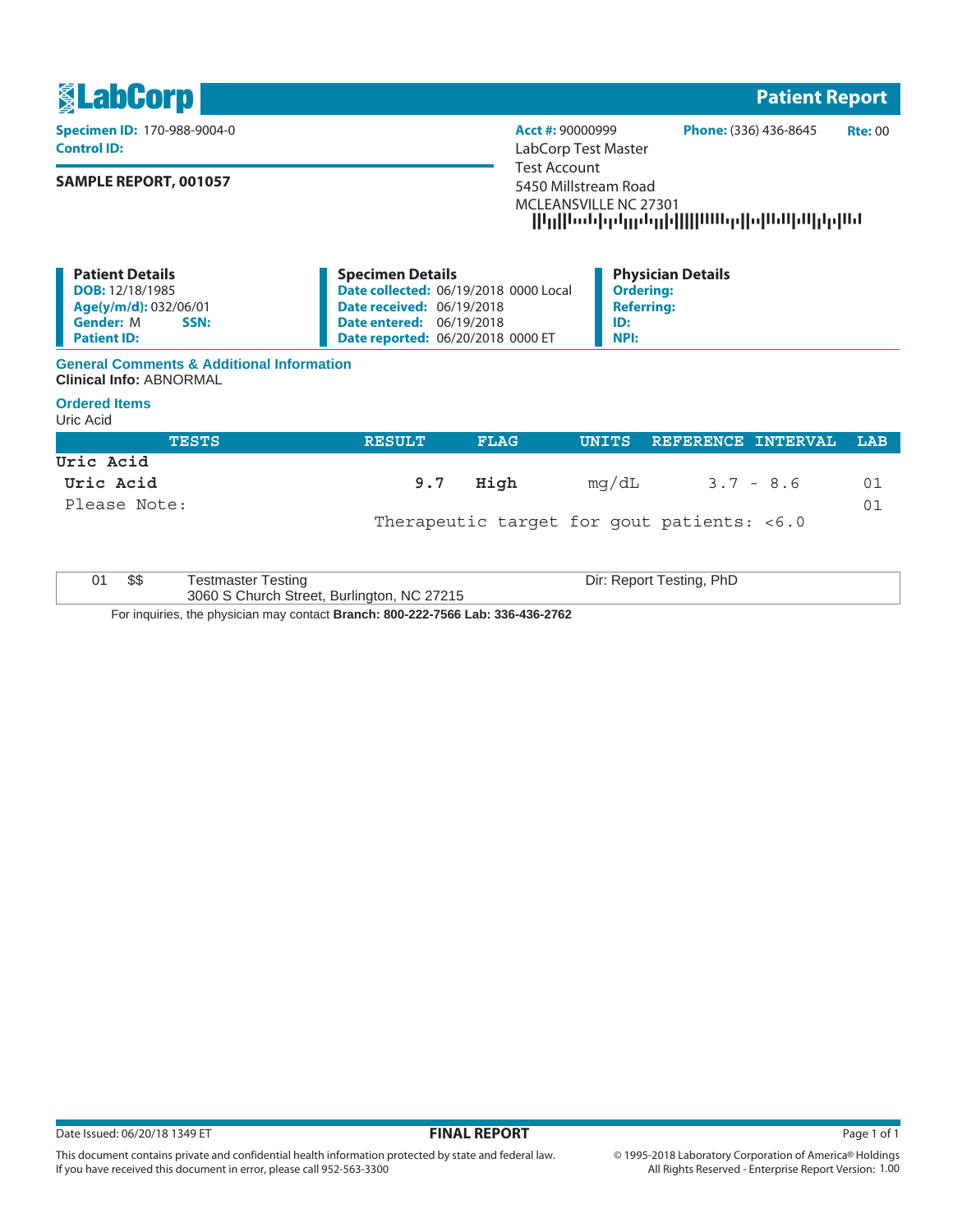# LabCorp — Patient Report

**Specimen ID:** 170-988-9004-0
**Control ID:**

**SAMPLE REPORT, 001057**

**Acct #:** 90000999 **Phone:** (336) 436-8645 **Rte:** 00

LabCorp Test Master
Test Account
5450 Millstream Road
MCLEANSVILLE NC 27301

| Patient Details | Specimen Details | Physician Details |
|---|---|---|
| **DOB:** 12/18/1985 | **Date collected:** 06/19/2018 0000 Local | **Ordering:** |
| **Age(y/m/d):** 032/06/01 | **Date received:** 06/19/2018 | **Referring:** |
| **Gender:** M **SSN:** | **Date entered:** 06/19/2018 | **ID:** |
| **Patient ID:** | **Date reported:** 06/20/2018 0000 ET | **NPI:** |

### General Comments & Additional Information

**Clinical Info:** ABNORMAL

### Ordered Items

Uric Acid

| TESTS | RESULT | FLAG | UNITS | REFERENCE INTERVAL | LAB |
|---|---|---|---|---|---|
| **Uric Acid** | | | | | |
| **Uric Acid** | **9.7** | **High** | mg/dL | 3.7 - 8.6 | 01 |
| Please Note: | | | | | 01 |
| | Therapeutic target for gout patients: <6.0 | | | | |

| | | | |
|---|---|---|---|
| 01 | $$ | Testmaster Testing<br>3060 S Church Street, Burlington, NC 27215 | Dir: Report Testing, PhD |

For inquiries, the physician may contact **Branch: 800-222-7566 Lab: 336-436-2762**

Date Issued: 06/20/18 1349 ET

**FINAL REPORT**

This document contains private and confidential health information protected by state and federal law.
If you have received this document in error, please call 952-563-3300

© 1995-2018 Laboratory Corporation of America® Holdings
All Rights Reserved - Enterprise Report Version: 1.00